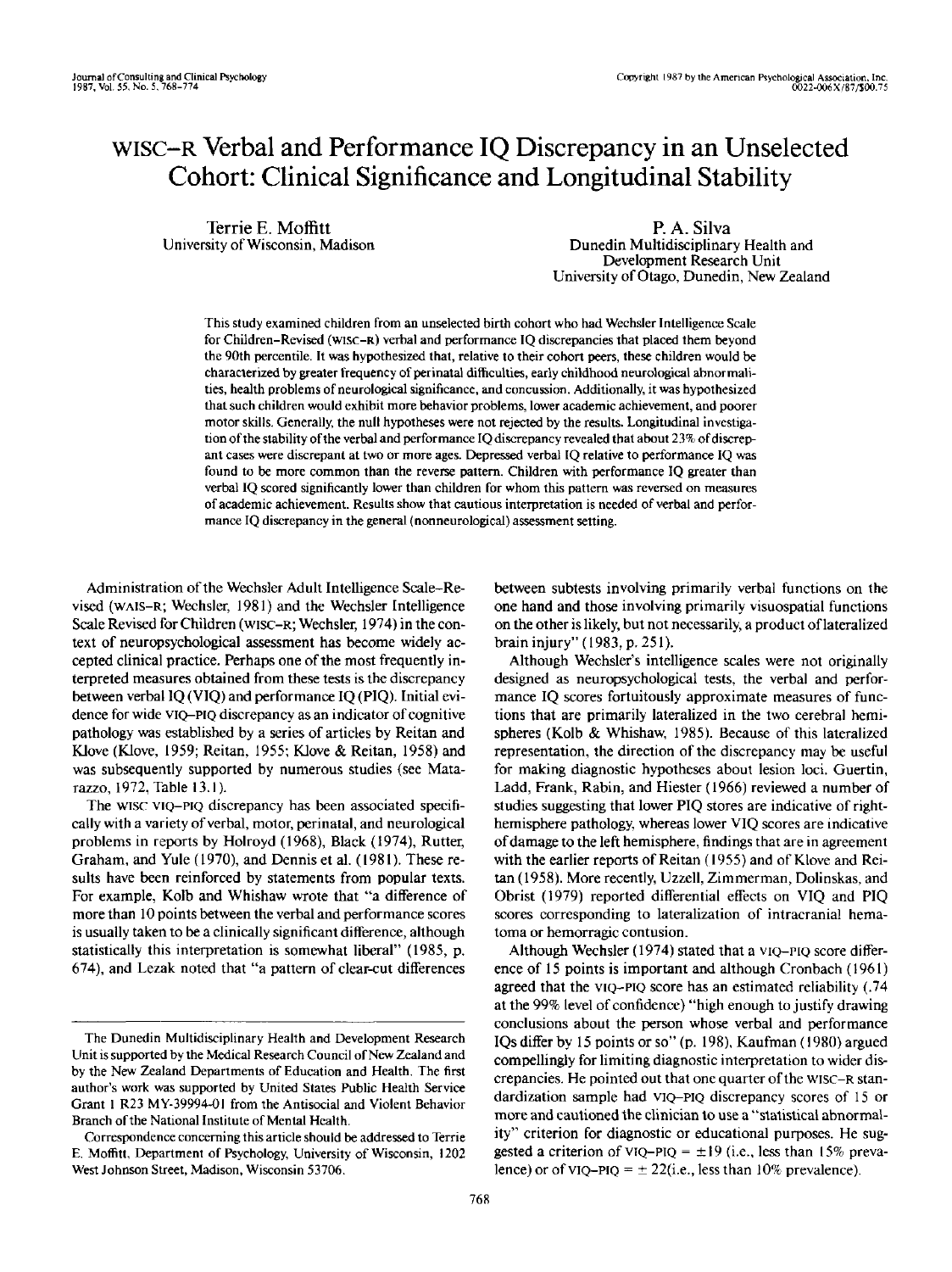# WISC–R Verbal and Performance IQ Discrepancy in an Unselected Cohort: Clinical Significance and Longitudinal Stability

Terrie E. Moffitt
University of Wisconsin, Madison

P. A. Silva
Dunedin Multidisciplinary Health and Development Research Unit
University of Otago, Dunedin, New Zealand

This study examined children from an unselected birth cohort who had Wechsler Intelligence Scale for Children–Revised (WISC–R) verbal and performance IQ discrepancies that placed them beyond the 90th percentile. It was hypothesized that, relative to their cohort peers, these children would be characterized by greater frequency of perinatal difficulties, early childhood neurological abnormalities, health problems of neurological significance, and concussion. Additionally, it was hypothesized that such children would exhibit more behavior problems, lower academic achievement, and poorer motor skills. Generally, the null hypotheses were not rejected by the results. Longitudinal investigation of the stability of the verbal and performance IQ discrepancy revealed that about 23% of discrepant cases were discrepant at two or more ages. Depressed verbal IQ relative to performance IQ was found to be more common than the reverse pattern. Children with performance IQ greater than verbal IQ scored significantly lower than children for whom this pattern was reversed on measures of academic achievement. Results show that cautious interpretation is needed of verbal and performance IQ discrepancy in the general (nonneurological) assessment setting.

Administration of the Wechsler Adult Intelligence Scale–Revised (WAIS–R; Wechsler, 1981) and the Wechsler Intelligence Scale Revised for Children (WISC–R; Wechsler, 1974) in the context of neuropsychological assessment has become widely accepted clinical practice. Perhaps one of the most frequently interpreted measures obtained from these tests is the discrepancy between verbal IQ (VIQ) and performance IQ (PIQ). Initial evidence for wide VIQ–PIQ discrepancy as an indicator of cognitive pathology was established by a series of articles by Reitan and Klove (Klove, 1959; Reitan, 1955; Klove & Reitan, 1958) and was subsequently supported by numerous studies (see Matarazzo, 1972, Table 13.1).

The WISC VIQ–PIQ discrepancy has been associated specifically with a variety of verbal, motor, perinatal, and neurological problems in reports by Holroyd (1968), Black (1974), Rutter, Graham, and Yule (1970), and Dennis et al. (1981). These results have been reinforced by statements from popular texts. For example, Kolb and Whishaw wrote that "a difference of more than 10 points between the verbal and performance scores is usually taken to be a clinically significant difference, although statistically this interpretation is somewhat liberal" (1985, p. 674), and Lezak noted that "a pattern of clear-cut differences between subtests involving primarily verbal functions on the one hand and those involving primarily visuospatial functions on the other is likely, but not necessarily, a product of lateralized brain injury" (1983, p. 251).

Although Wechsler's intelligence scales were not originally designed as neuropsychological tests, the verbal and performance IQ scores fortuitously approximate measures of functions that are primarily lateralized in the two cerebral hemispheres (Kolb & Whishaw, 1985). Because of this lateralized representation, the direction of the discrepancy may be useful for making diagnostic hypotheses about lesion loci. Guertin, Ladd, Frank, Rabin, and Hiester (1966) reviewed a number of studies suggesting that lower PIQ stores are indicative of right-hemisphere pathology, whereas lower VIQ scores are indicative of damage to the left hemisphere, findings that are in agreement with the earlier reports of Reitan (1955) and of Klove and Reitan (1958). More recently, Uzzell, Zimmerman, Dolinskas, and Obrist (1979) reported differential effects on VIQ and PIQ scores corresponding to lateralization of intracranial hematoma or hemorragic contusion.

Although Wechsler (1974) stated that a VIQ–PIQ score difference of 15 points is important and although Cronbach (1961) agreed that the VIQ–PIQ score has an estimated reliability (.74 at the 99% level of confidence) "high enough to justify drawing conclusions about the person whose verbal and performance IQs differ by 15 points or so" (p. 198), Kaufman (1980) argued compellingly for limiting diagnostic interpretation to wider discrepancies. He pointed out that one quarter of the WISC–R standardization sample had VIQ–PIQ discrepancy scores of 15 or more and cautioned the clinician to use a "statistical abnormality" criterion for diagnostic or educational purposes. He suggested a criterion of VIQ–PIQ = ±19 (i.e., less than 15% prevalence) or of VIQ–PIQ = ± 22(i.e., less than 10% prevalence).

---

The Dunedin Multidisciplinary Health and Development Research Unit is supported by the Medical Research Council of New Zealand and by the New Zealand Departments of Education and Health. The first author's work was supported by United States Public Health Service Grant 1 R23 MY-39994-01 from the Antisocial and Violent Behavior Branch of the National Institute of Mental Health.

Correspondence concerning this article should be addressed to Terrie E. Moffitt, Department of Psychology, University of Wisconsin, 1202 West Johnson Street, Madison, Wisconsin 53706.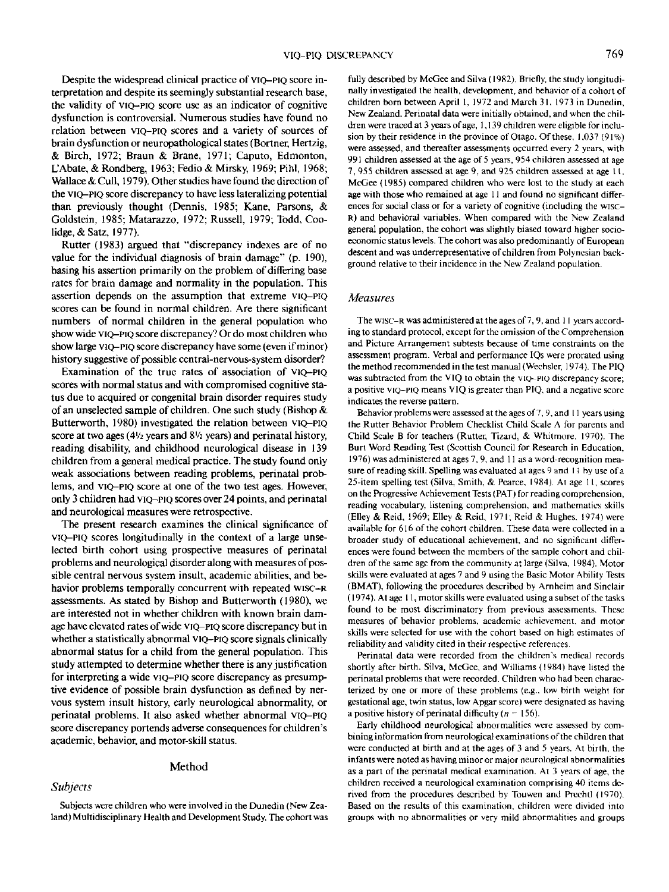Despite the widespread clinical practice of VIQ–PIQ score interpretation and despite its seemingly substantial research base, the validity of VIQ–PIQ score use as an indicator of cognitive dysfunction is controversial. Numerous studies have found no relation between VIQ–PIQ scores and a variety of sources of brain dysfunction or neuropathological states (Bortner, Hertzig, & Birch, 1972; Braun & Brane, 1971; Caputo, Edmonton, L'Abate, & Rondberg, 1963; Fedio & Mirsky, 1969; Pihl, 1968; Wallace & Cull, 1979). Other studies have found the direction of the VIQ–PIQ score discrepancy to have less lateralizing potential than previously thought (Dennis, 1985; Kane, Parsons, & Goldstein, 1985; Matarazzo, 1972; Russell, 1979; Todd, Coolidge, & Satz, 1977).

Rutter (1983) argued that "discrepancy indexes are of no value for the individual diagnosis of brain damage" (p. 190), basing his assertion primarily on the problem of differing base rates for brain damage and normality in the population. This assertion depends on the assumption that extreme VIQ–PIQ scores can be found in normal children. Are there significant numbers of normal children in the general population who show wide VIQ–PIQ score discrepancy? Or do most children who show large VIQ–PIQ score discrepancy have some (even if minor) history suggestive of possible central-nervous-system disorder?

Examination of the true rates of association of VIQ–PIQ scores with normal status and with compromised cognitive status due to acquired or congenital brain disorder requires study of an unselected sample of children. One such study (Bishop & Butterworth, 1980) investigated the relation between VIQ–PIQ score at two ages (4½ years and 8½ years) and perinatal history, reading disability, and childhood neurological disease in 139 children from a general medical practice. The study found only weak associations between reading problems, perinatal problems, and VIQ–PIQ score at one of the two test ages. However, only 3 children had VIQ–PIQ scores over 24 points, and perinatal and neurological measures were retrospective.

The present research examines the clinical significance of VIQ–PIQ scores longitudinally in the context of a large unselected birth cohort using prospective measures of perinatal problems and neurological disorder along with measures of possible central nervous system insult, academic abilities, and behavior problems temporally concurrent with repeated WISC–R assessments. As stated by Bishop and Butterworth (1980), we are interested not in whether children with known brain damage have elevated rates of wide VIQ–PIQ score discrepancy but in whether a statistically abnormal VIQ–PIQ score signals clinically abnormal status for a child from the general population. This study attempted to determine whether there is any justification for interpreting a wide VIQ–PIQ score discrepancy as presumptive evidence of possible brain dysfunction as defined by nervous system insult history, early neurological abnormality, or perinatal problems. It also asked whether abnormal VIQ–PIQ score discrepancy portends adverse consequences for children's academic, behavior, and motor-skill status.

## Method

### *Subjects*

Subjects were children who were involved in the Dunedin (New Zealand) Multidisciplinary Health and Development Study. The cohort was fully described by McGee and Silva (1982). Briefly, the study longitudinally investigated the health, development, and behavior of a cohort of children born between April 1, 1972 and March 31, 1973 in Dunedin, New Zealand. Perinatal data were initially obtained, and when the children were traced at 3 years of age, 1,139 children were eligible for inclusion by their residence in the province of Otago. Of these, 1,037 (91%) were assessed, and thereafter assessments occurred every 2 years, with 991 children assessed at the age of 5 years, 954 children assessed at age 7, 955 children assessed at age 9, and 925 children assessed at age 11. McGee (1985) compared children who were lost to the study at each age with those who remained at age 11 and found no significant differences for social class or for a variety of cognitive (including the WISC–R) and behavioral variables. When compared with the New Zealand general population, the cohort was slightly biased toward higher socioeconomic status levels. The cohort was also predominantly of European descent and was underrepresentative of children from Polynesian background relative to their incidence in the New Zealand population.

### *Measures*

The WISC–R was administered at the ages of 7, 9, and 11 years according to standard protocol, except for the omission of the Comprehension and Picture Arrangement subtests because of time constraints on the assessment program. Verbal and performance IQs were prorated using the method recommended in the test manual (Wechsler, 1974). The PIQ was subtracted from the VIQ to obtain the VIQ–PIQ discrepancy score; a positive VIQ–PIQ means VIQ is greater than PIQ, and a negative score indicates the reverse pattern.

Behavior problems were assessed at the ages of 7, 9, and 11 years using the Rutter Behavior Problem Checklist Child Scale A for parents and Child Scale B for teachers (Rutter, Tizard, & Whitmore, 1970). The Burt Word Reading Test (Scottish Council for Research in Education, 1976) was administered at ages 7, 9, and 11 as a word-recognition measure of reading skill. Spelling was evaluated at ages 9 and 11 by use of a 25-item spelling test (Silva, Smith, & Pearce, 1984). At age 11, scores on the Progressive Achievement Tests (PAT) for reading comprehension, reading vocabulary, listening comprehension, and mathematics skills (Elley & Reid, 1969; Elley & Reid, 1971; Reid & Hughes, 1974) were available for 616 of the cohort children. These data were collected in a broader study of educational achievement, and no significant differences were found between the members of the sample cohort and children of the same age from the community at large (Silva, 1984). Motor skills were evaluated at ages 7 and 9 using the Basic Motor Ability Tests (BMAT), following the procedures described by Arnheim and Sinclair (1974). At age 11, motor skills were evaluated using a subset of the tasks found to be most discriminatory from previous assessments. These measures of behavior problems, academic achievement, and motor skills were selected for use with the cohort based on high estimates of reliability and validity cited in their respective references.

Perinatal data were recorded from the children's medical records shortly after birth. Silva, McGee, and Williams (1984) have listed the perinatal problems that were recorded. Children who had been characterized by one or more of these problems (e.g., low birth weight for gestational age, twin status, low Apgar score) were designated as having a positive history of perinatal difficulty ($n = 156$).

Early childhood neurological abnormalities were assessed by combining information from neurological examinations of the children that were conducted at birth and at the ages of 3 and 5 years. At birth, the infants were noted as having minor or major neurological abnormalities as a part of the perinatal medical examination. At 3 years of age, the children received a neurological examination comprising 40 items derived from the procedures described by Touwen and Prechtl (1970). Based on the results of this examination, children were divided into groups with no abnormalities or very mild abnormalities and groups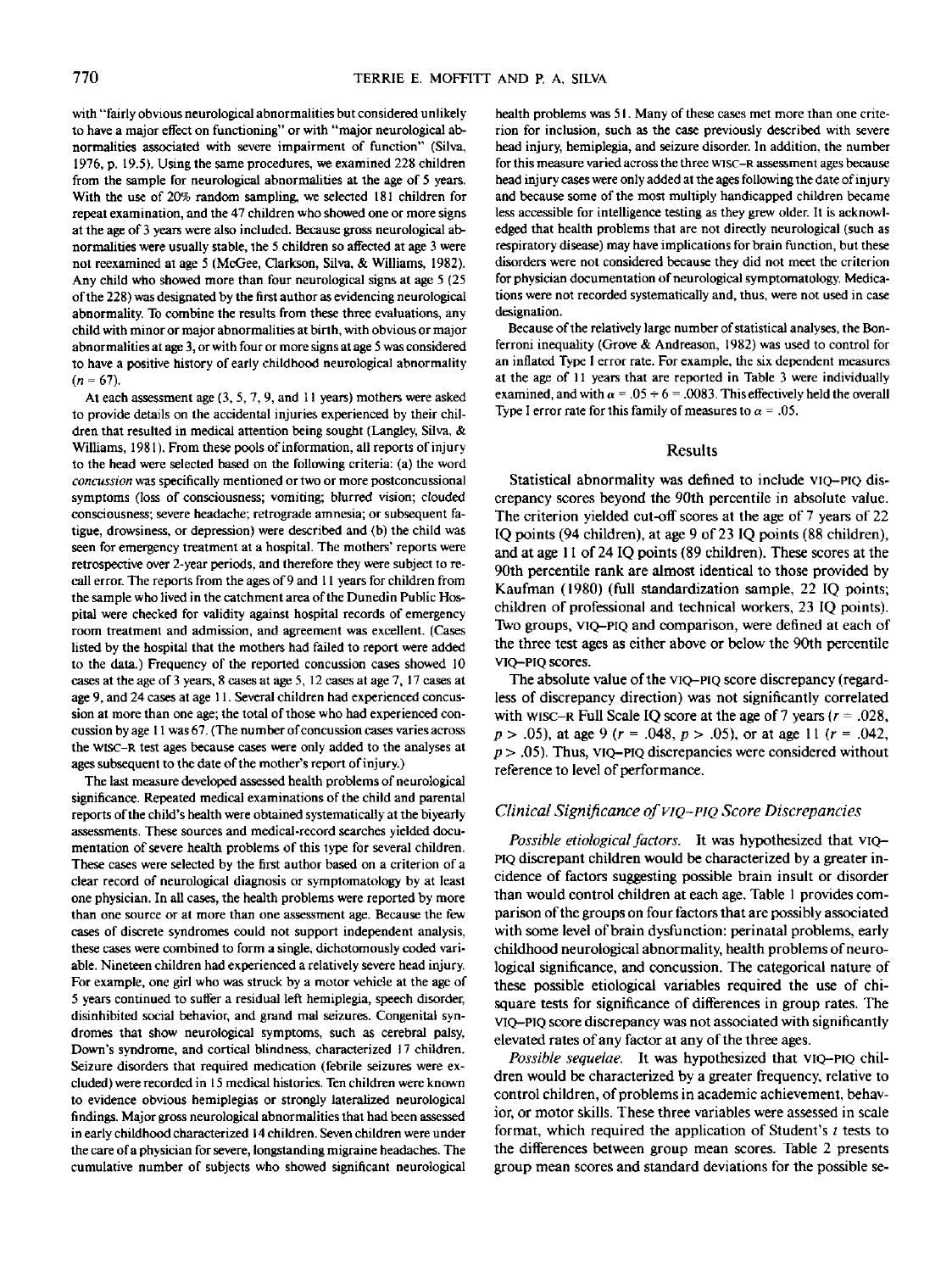with "fairly obvious neurological abnormalities but considered unlikely to have a major effect on functioning" or with "major neurological abnormalities associated with severe impairment of function" (Silva, 1976, p. 19.5). Using the same procedures, we examined 228 children from the sample for neurological abnormalities at the age of 5 years. With the use of 20% random sampling, we selected 181 children for repeat examination, and the 47 children who showed one or more signs at the age of 3 years were also included. Because gross neurological abnormalities were usually stable, the 5 children so affected at age 3 were not reexamined at age 5 (McGee, Clarkson, Silva, & Williams, 1982). Any child who showed more than four neurological signs at age 5 (25 of the 228) was designated by the first author as evidencing neurological abnormality. To combine the results from these three evaluations, any child with minor or major abnormalities at birth, with obvious or major abnormalities at age 3, or with four or more signs at age 5 was considered to have a positive history of early childhood neurological abnormality ($n = 67$).

At each assessment age (3, 5, 7, 9, and 11 years) mothers were asked to provide details on the accidental injuries experienced by their children that resulted in medical attention being sought (Langley, Silva, & Williams, 1981). From these pools of information, all reports of injury to the head were selected based on the following criteria: (a) the word *concussion* was specifically mentioned or two or more postconcussional symptoms (loss of consciousness; vomiting; blurred vision; clouded consciousness; severe headache; retrograde amnesia; or subsequent fatigue, drowsiness, or depression) were described and (b) the child was seen for emergency treatment at a hospital. The mothers' reports were retrospective over 2-year periods, and therefore they were subject to recall error. The reports from the ages of 9 and 11 years for children from the sample who lived in the catchment area of the Dunedin Public Hospital were checked for validity against hospital records of emergency room treatment and admission, and agreement was excellent. (Cases listed by the hospital that the mothers had failed to report were added to the data.) Frequency of the reported concussion cases showed 10 cases at the age of 3 years, 8 cases at age 5, 12 cases at age 7, 17 cases at age 9, and 24 cases at age 11. Several children had experienced concussion at more than one age; the total of those who had experienced concussion by age 11 was 67. (The number of concussion cases varies across the WISC–R test ages because cases were only added to the analyses at ages subsequent to the date of the mother's report of injury.)

The last measure developed assessed health problems of neurological significance. Repeated medical examinations of the child and parental reports of the child's health were obtained systematically at the biyearly assessments. These sources and medical-record searches yielded documentation of severe health problems of this type for several children. These cases were selected by the first author based on a criterion of a clear record of neurological diagnosis or symptomatology by at least one physician. In all cases, the health problems were reported by more than one source or at more than one assessment age. Because the few cases of discrete syndromes could not support independent analysis, these cases were combined to form a single, dichotomously coded variable. Nineteen children had experienced a relatively severe head injury. For example, one girl who was struck by a motor vehicle at the age of 5 years continued to suffer a residual left hemiplegia, speech disorder, disinhibited social behavior, and grand mal seizures. Congenital syndromes that show neurological symptoms, such as cerebral palsy, Down's syndrome, and cortical blindness, characterized 17 children. Seizure disorders that required medication (febrile seizures were excluded) were recorded in 15 medical histories. Ten children were known to evidence obvious hemiplegias or strongly lateralized neurological findings. Major gross neurological abnormalities that had been assessed in early childhood characterized 14 children. Seven children were under the care of a physician for severe, longstanding migraine headaches. The cumulative number of subjects who showed significant neurological health problems was 51. Many of these cases met more than one criterion for inclusion, such as the case previously described with severe head injury, hemiplegia, and seizure disorder. In addition, the number for this measure varied across the three WISC–R assessment ages because head injury cases were only added at the ages following the date of injury and because some of the most multiply handicapped children became less accessible for intelligence testing as they grew older. It is acknowledged that health problems that are not directly neurological (such as respiratory disease) may have implications for brain function, but these disorders were not considered because they did not meet the criterion for physician documentation of neurological symptomatology. Medications were not recorded systematically and, thus, were not used in case designation.

Because of the relatively large number of statistical analyses, the Bonferroni inequality (Grove & Andreason, 1982) was used to control for an inflated Type I error rate. For example, the six dependent measures at the age of 11 years that are reported in Table 3 were individually examined, and with $\alpha = .05 \div 6 = .0083$. This effectively held the overall Type I error rate for this family of measures to $\alpha = .05$.

## Results

Statistical abnormality was defined to include VIQ–PIQ discrepancy scores beyond the 90th percentile in absolute value. The criterion yielded cut-off scores at the age of 7 years of 22 IQ points (94 children), at age 9 of 23 IQ points (88 children), and at age 11 of 24 IQ points (89 children). These scores at the 90th percentile rank are almost identical to those provided by Kaufman (1980) (full standardization sample, 22 IQ points; children of professional and technical workers, 23 IQ points). Two groups, VIQ–PIQ and comparison, were defined at each of the three test ages as either above or below the 90th percentile VIQ–PIQ scores.

The absolute value of the VIQ–PIQ score discrepancy (regardless of discrepancy direction) was not significantly correlated with WISC–R Full Scale IQ score at the age of 7 years ($r = .028$, $p > .05$), at age 9 ($r = .048$, $p > .05$), or at age 11 ($r = .042$, $p > .05$). Thus, VIQ–PIQ discrepancies were considered without reference to level of performance.

### *Clinical Significance of VIQ–PIQ Score Discrepancies*

*Possible etiological factors.* It was hypothesized that VIQ–PIQ discrepant children would be characterized by a greater incidence of factors suggesting possible brain insult or disorder than would control children at each age. Table 1 provides comparison of the groups on four factors that are possibly associated with some level of brain dysfunction: perinatal problems, early childhood neurological abnormality, health problems of neurological significance, and concussion. The categorical nature of these possible etiological variables required the use of chi-square tests for significance of differences in group rates. The VIQ–PIQ score discrepancy was not associated with significantly elevated rates of any factor at any of the three ages.

*Possible sequelae.* It was hypothesized that VIQ–PIQ children would be characterized by a greater frequency, relative to control children, of problems in academic achievement, behavior, or motor skills. These three variables were assessed in scale format, which required the application of Student's $t$ tests to the differences between group mean scores. Table 2 presents group mean scores and standard deviations for the possible se-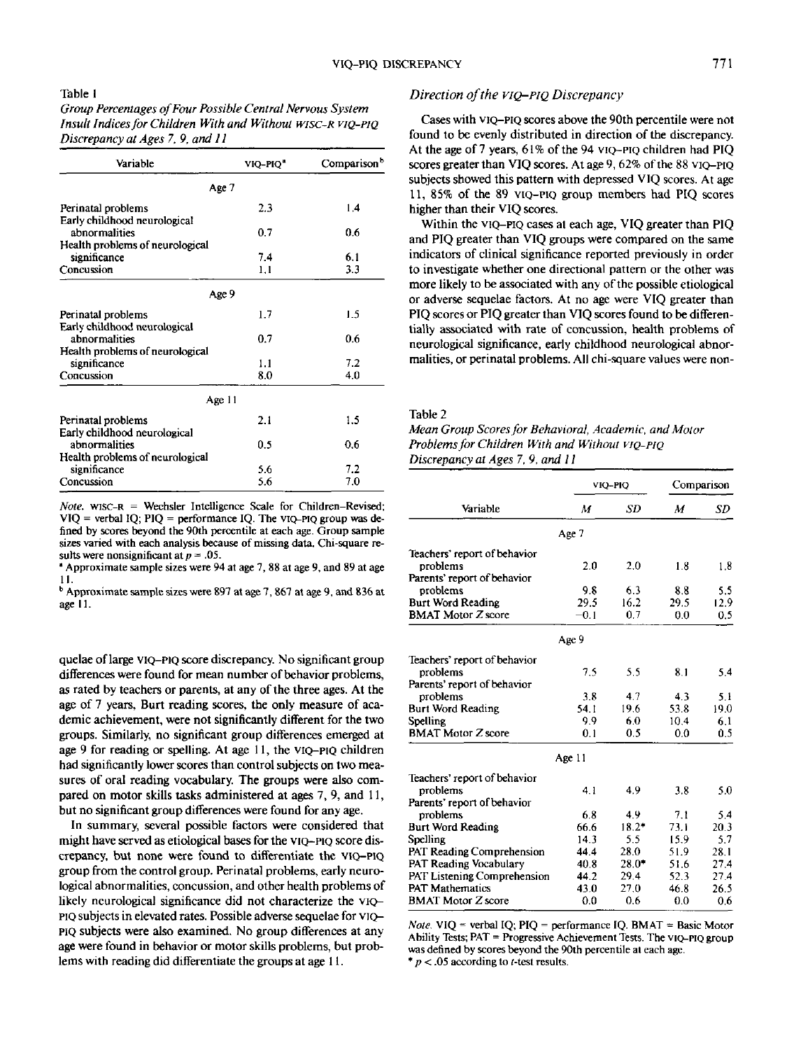Table 1
*Group Percentages of Four Possible Central Nervous System Insult Indices for Children With and Without WISC-R VIQ–PIQ Discrepancy at Ages 7, 9, and 11*

| Variable | VIQ–PIQ[a] | Comparison[b] |
|---|---|---|
| Age 7 | | |
| Perinatal problems | 2.3 | 1.4 |
| Early childhood neurological abnormalities | 0.7 | 0.6 |
| Health problems of neurological significance | 7.4 | 6.1 |
| Concussion | 1.1 | 3.3 |
| Age 9 | | |
| Perinatal problems | 1.7 | 1.5 |
| Early childhood neurological abnormalities | 0.7 | 0.6 |
| Health problems of neurological significance | 1.1 | 7.2 |
| Concussion | 8.0 | 4.0 |
| Age 11 | | |
| Perinatal problems | 2.1 | 1.5 |
| Early childhood neurological abnormalities | 0.5 | 0.6 |
| Health problems of neurological significance | 5.6 | 7.2 |
| Concussion | 5.6 | 7.0 |

*Note.* WISC-R = Wechsler Intelligence Scale for Children–Revised; VIQ = verbal IQ; PIQ = performance IQ. The VIQ–PIQ group was defined by scores beyond the 90th percentile at each age. Group sample sizes varied with each analysis because of missing data. Chi-square results were nonsignificant at $p = .05$.
[a] Approximate sample sizes were 94 at age 7, 88 at age 9, and 89 at age 11.
[b] Approximate sample sizes were 897 at age 7, 867 at age 9, and 836 at age 11.

quelae of large VIQ–PIQ score discrepancy. No significant group differences were found for mean number of behavior problems, as rated by teachers or parents, at any of the three ages. At the age of 7 years, Burt reading scores, the only measure of academic achievement, were not significantly different for the two groups. Similarly, no significant group differences emerged at age 9 for reading or spelling. At age 11, the VIQ–PIQ children had significantly lower scores than control subjects on two measures of oral reading vocabulary. The groups were also compared on motor skills tasks administered at ages 7, 9, and 11, but no significant group differences were found for any age.

In summary, several possible factors were considered that might have served as etiological bases for the VIQ–PIQ score discrepancy, but none were found to differentiate the VIQ–PIQ group from the control group. Perinatal problems, early neurological abnormalities, concussion, and other health problems of likely neurological significance did not characterize the VIQ–PIQ subjects in elevated rates. Possible adverse sequelae for VIQ–PIQ subjects were also examined. No group differences at any age were found in behavior or motor skills problems, but problems with reading did differentiate the groups at age 11.

### *Direction of the VIQ–PIQ Discrepancy*

Cases with VIQ–PIQ scores above the 90th percentile were not found to be evenly distributed in direction of the discrepancy. At the age of 7 years, 61% of the 94 VIQ–PIQ children had PIQ scores greater than VIQ scores. At age 9, 62% of the 88 VIQ–PIQ subjects showed this pattern with depressed VIQ scores. At age 11, 85% of the 89 VIQ–PIQ group members had PIQ scores higher than their VIQ scores.

Within the VIQ–PIQ cases at each age, VIQ greater than PIQ and PIQ greater than VIQ groups were compared on the same indicators of clinical significance reported previously in order to investigate whether one directional pattern or the other was more likely to be associated with any of the possible etiological or adverse sequelae factors. At no age were VIQ greater than PIQ scores or PIQ greater than VIQ scores found to be differentially associated with rate of concussion, health problems of neurological significance, early childhood neurological abnormalities, or perinatal problems. All chi-square values were non-

Table 2
*Mean Group Scores for Behavioral, Academic, and Motor Problems for Children With and Without VIQ–PIQ Discrepancy at Ages 7, 9, and 11*

| | VIQ–PIQ | | Comparison | |
|---|---|---|---|---|
| Variable | *M* | *SD* | *M* | *SD* |
| Age 7 | | | | |
| Teachers' report of behavior problems | 2.0 | 2.0 | 1.8 | 1.8 |
| Parents' report of behavior problems | 9.8 | 6.3 | 8.8 | 5.5 |
| Burt Word Reading | 29.5 | 16.2 | 29.5 | 12.9 |
| BMAT Motor Z score | −0.1 | 0.7 | 0.0 | 0.5 |
| Age 9 | | | | |
| Teachers' report of behavior problems | 7.5 | 5.5 | 8.1 | 5.4 |
| Parents' report of behavior problems | 3.8 | 4.7 | 4.3 | 5.1 |
| Burt Word Reading | 54.1 | 19.6 | 53.8 | 19.0 |
| Spelling | 9.9 | 6.0 | 10.4 | 6.1 |
| BMAT Motor Z score | 0.1 | 0.5 | 0.0 | 0.5 |
| Age 11 | | | | |
| Teachers' report of behavior problems | 4.1 | 4.9 | 3.8 | 5.0 |
| Parents' report of behavior problems | 6.8 | 4.9 | 7.1 | 5.4 |
| Burt Word Reading | 66.6 | 18.2* | 73.1 | 20.3 |
| Spelling | 14.3 | 5.5 | 15.9 | 5.7 |
| PAT Reading Comprehension | 44.4 | 28.0 | 51.9 | 28.1 |
| PAT Reading Vocabulary | 40.8 | 28.0* | 51.6 | 27.4 |
| PAT Listening Comprehension | 44.2 | 29.4 | 52.3 | 27.4 |
| PAT Mathematics | 43.0 | 27.0 | 46.8 | 26.5 |
| BMAT Motor Z score | 0.0 | 0.6 | 0.0 | 0.6 |

*Note.* VIQ = verbal IQ; PIQ = performance IQ. BMAT = Basic Motor Ability Tests; PAT = Progressive Achievement Tests. The VIQ–PIQ group was defined by scores beyond the 90th percentile at each age.
* $p < .05$ according to $t$-test results.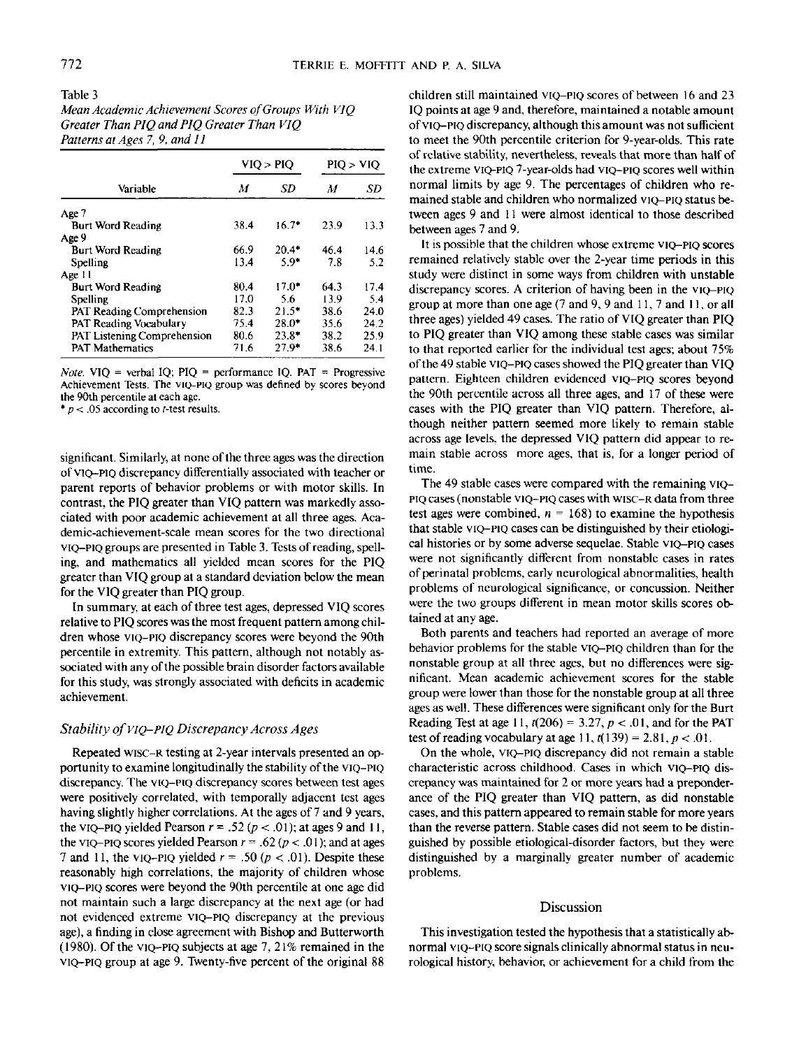Table 3
*Mean Academic Achievement Scores of Groups With VIQ Greater Than PIQ and PIQ Greater Than VIQ Patterns at Ages 7, 9, and 11*

| Variable | VIQ > PIQ | | PIQ > VIQ | |
|---|---|---|---|---|
| | *M* | *SD* | *M* | *SD* |
| Age 7 | | | | |
| Burt Word Reading | 38.4 | 16.7* | 23.9 | 13.3 |
| Age 9 | | | | |
| Burt Word Reading | 66.9 | 20.4* | 46.4 | 14.6 |
| Spelling | 13.4 | 5.9* | 7.8 | 5.2 |
| Age 11 | | | | |
| Burt Word Reading | 80.4 | 17.0* | 64.3 | 17.4 |
| Spelling | 17.0 | 5.6 | 13.9 | 5.4 |
| PAT Reading Comprehension | 82.3 | 21.5* | 38.6 | 24.0 |
| PAT Reading Vocabulary | 75.4 | 28.0* | 35.6 | 24.2 |
| PAT Listening Comprehension | 80.6 | 23.8* | 38.2 | 25.9 |
| PAT Mathematics | 71.6 | 27.9* | 38.6 | 24.1 |

*Note.* VIQ = verbal IQ; PIQ = performance IQ. PAT = Progressive Achievement Tests. The VIQ–PIQ group was defined by scores beyond the 90th percentile at each age.
* $p < .05$ according to $t$-test results.

significant. Similarly, at none of the three ages was the direction of VIQ–PIQ discrepancy differentially associated with teacher or parent reports of behavior problems or with motor skills. In contrast, the PIQ greater than VIQ pattern was markedly associated with poor academic achievement at all three ages. Academic-achievement-scale mean scores for the two directional VIQ–PIQ groups are presented in Table 3. Tests of reading, spelling, and mathematics all yielded mean scores for the PIQ greater than VIQ group at a standard deviation below the mean for the VIQ greater than PIQ group.

In summary, at each of three test ages, depressed VIQ scores relative to PIQ scores was the most frequent pattern among children whose VIQ–PIQ discrepancy scores were beyond the 90th percentile in extremity. This pattern, although not notably associated with any of the possible brain disorder factors available for this study, was strongly associated with deficits in academic achievement.

### *Stability of VIQ–PIQ Discrepancy Across Ages*

Repeated WISC–R testing at 2-year intervals presented an opportunity to examine longitudinally the stability of the VIQ–PIQ discrepancy. The VIQ–PIQ discrepancy scores between test ages were positively correlated, with temporally adjacent test ages having slightly higher correlations. At the ages of 7 and 9 years, the VIQ–PIQ yielded Pearson $r = .52$ ($p < .01$); at ages 9 and 11, the VIQ–PIQ scores yielded Pearson $r = .62$ ($p < .01$); and at ages 7 and 11, the VIQ–PIQ yielded $r = .50$ ($p < .01$). Despite these reasonably high correlations, the majority of children whose VIQ–PIQ scores were beyond the 90th percentile at one age did not maintain such a large discrepancy at the next age (or had not evidenced extreme VIQ–PIQ discrepancy at the previous age), a finding in close agreement with Bishop and Butterworth (1980). Of the VIQ–PIQ subjects at age 7, 21% remained in the VIQ–PIQ group at age 9. Twenty-five percent of the original 88 children still maintained VIQ–PIQ scores of between 16 and 23 IQ points at age 9 and, therefore, maintained a notable amount of VIQ–PIQ discrepancy, although this amount was not sufficient to meet the 90th percentile criterion for 9-year-olds. This rate of relative stability, nevertheless, reveals that more than half of the extreme VIQ–PIQ 7-year-olds had VIQ–PIQ scores well within normal limits by age 9. The percentages of children who remained stable and children who normalized VIQ–PIQ status between ages 9 and 11 were almost identical to those described between ages 7 and 9.

It is possible that the children whose extreme VIQ–PIQ scores remained relatively stable over the 2-year time periods in this study were distinct in some ways from children with unstable discrepancy scores. A criterion of having been in the VIQ–PIQ group at more than one age (7 and 9, 9 and 11, 7 and 11, or all three ages) yielded 49 cases. The ratio of VIQ greater than PIQ to PIQ greater than VIQ among these stable cases was similar to that reported earlier for the individual test ages; about 75% of the 49 stable VIQ–PIQ cases showed the PIQ greater than VIQ pattern. Eighteen children evidenced VIQ–PIQ scores beyond the 90th percentile across all three ages, and 17 of these were cases with the PIQ greater than VIQ pattern. Therefore, although neither pattern seemed more likely to remain stable across age levels, the depressed VIQ pattern did appear to remain stable across more ages, that is, for a longer period of time.

The 49 stable cases were compared with the remaining VIQ–PIQ cases (nonstable VIQ–PIQ cases with WISC–R data from three test ages were combined, $n = 168$) to examine the hypothesis that stable VIQ–PIQ cases can be distinguished by their etiological histories or by some adverse sequelae. Stable VIQ–PIQ cases were not significantly different from nonstable cases in rates of perinatal problems, early neurological abnormalities, health problems of neurological significance, or concussion. Neither were the two groups different in mean motor skills scores obtained at any age.

Both parents and teachers had reported an average of more behavior problems for the stable VIQ–PIQ children than for the nonstable group at all three ages, but no differences were significant. Mean academic achievement scores for the stable group were lower than those for the nonstable group at all three ages as well. These differences were significant only for the Burt Reading Test at age 11, $t(206) = 3.27$, $p < .01$, and for the PAT test of reading vocabulary at age 11, $t(139) = 2.81$, $p < .01$.

On the whole, VIQ–PIQ discrepancy did not remain a stable characteristic across childhood. Cases in which VIQ–PIQ discrepancy was maintained for 2 or more years had a preponderance of the PIQ greater than VIQ pattern, as did nonstable cases, and this pattern appeared to remain stable for more years than the reverse pattern. Stable cases did not seem to be distinguished by possible etiological-disorder factors, but they were distinguished by a marginally greater number of academic problems.

## Discussion

This investigation tested the hypothesis that a statistically abnormal VIQ–PIQ score signals clinically abnormal status in neurological history, behavior, or achievement for a child from the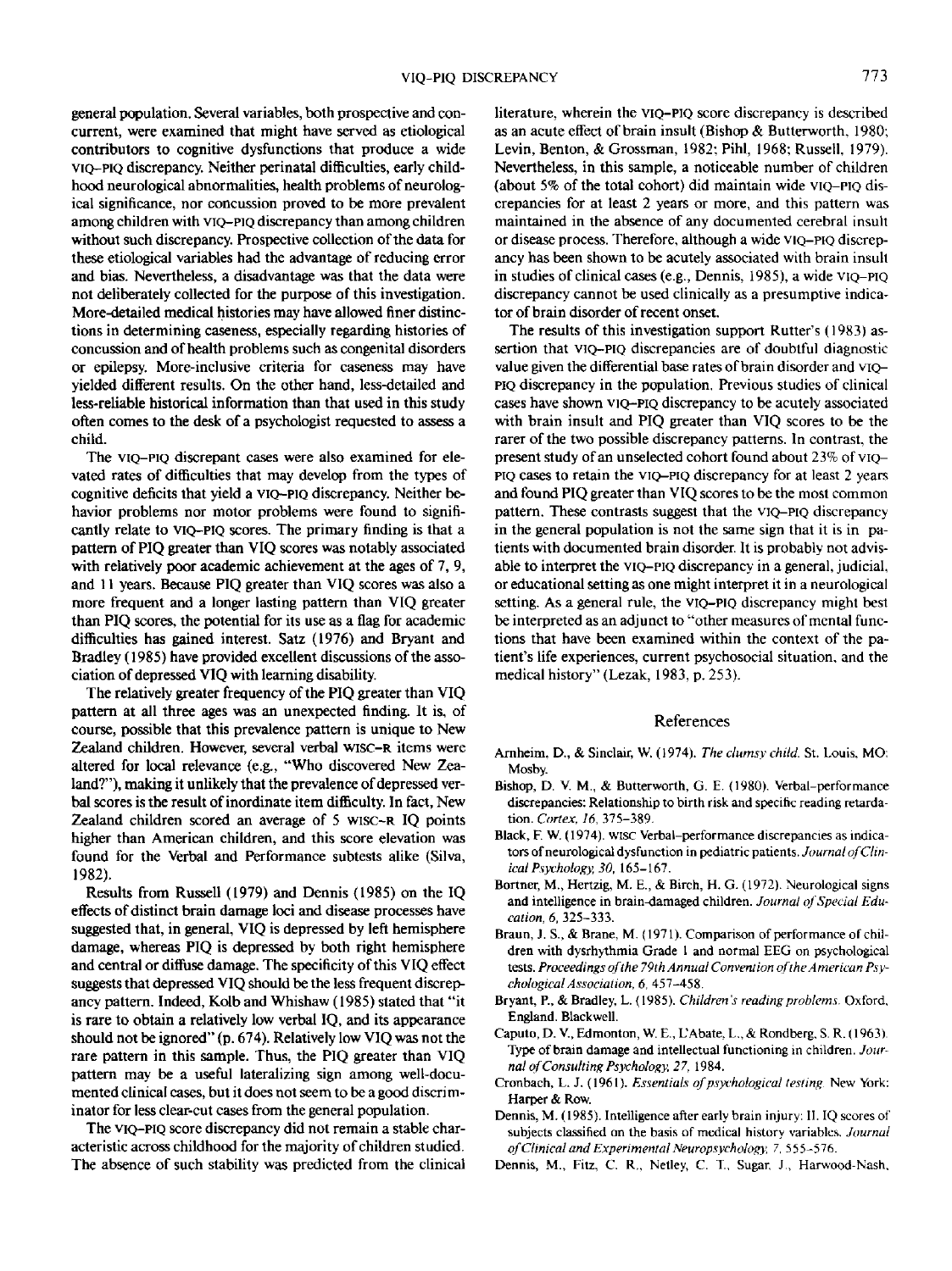general population. Several variables, both prospective and concurrent, were examined that might have served as etiological contributors to cognitive dysfunctions that produce a wide VIQ–PIQ discrepancy. Neither perinatal difficulties, early childhood neurological abnormalities, health problems of neurological significance, nor concussion proved to be more prevalent among children with VIQ–PIQ discrepancy than among children without such discrepancy. Prospective collection of the data for these etiological variables had the advantage of reducing error and bias. Nevertheless, a disadvantage was that the data were not deliberately collected for the purpose of this investigation. More-detailed medical histories may have allowed finer distinctions in determining caseness, especially regarding histories of concussion and of health problems such as congenital disorders or epilepsy. More-inclusive criteria for caseness may have yielded different results. On the other hand, less-detailed and less-reliable historical information than that used in this study often comes to the desk of a psychologist requested to assess a child.

The VIQ–PIQ discrepant cases were also examined for elevated rates of difficulties that may develop from the types of cognitive deficits that yield a VIQ–PIQ discrepancy. Neither behavior problems nor motor problems were found to significantly relate to VIQ–PIQ scores. The primary finding is that a pattern of PIQ greater than VIQ scores was notably associated with relatively poor academic achievement at the ages of 7, 9, and 11 years. Because PIQ greater than VIQ scores was also a more frequent and a longer lasting pattern than VIQ greater than PIQ scores, the potential for its use as a flag for academic difficulties has gained interest. Satz (1976) and Bryant and Bradley (1985) have provided excellent discussions of the association of depressed VIQ with learning disability.

The relatively greater frequency of the PIQ greater than VIQ pattern at all three ages was an unexpected finding. It is, of course, possible that this prevalence pattern is unique to New Zealand children. However, several verbal WISC–R items were altered for local relevance (e.g., "Who discovered New Zealand?"), making it unlikely that the prevalence of depressed verbal scores is the result of inordinate item difficulty. In fact, New Zealand children scored an average of 5 WISC–R IQ points higher than American children, and this score elevation was found for the Verbal and Performance subtests alike (Silva, 1982).

Results from Russell (1979) and Dennis (1985) on the IQ effects of distinct brain damage loci and disease processes have suggested that, in general, VIQ is depressed by left hemisphere damage, whereas PIQ is depressed by both right hemisphere and central or diffuse damage. The specificity of this VIQ effect suggests that depressed VIQ should be the less frequent discrepancy pattern. Indeed, Kolb and Whishaw (1985) stated that "it is rare to obtain a relatively low verbal IQ, and its appearance should not be ignored" (p. 674). Relatively low VIQ was not the rare pattern in this sample. Thus, the PIQ greater than VIQ pattern may be a useful lateralizing sign among well-documented clinical cases, but it does not seem to be a good discriminator for less clear-cut cases from the general population.

The VIQ–PIQ score discrepancy did not remain a stable characteristic across childhood for the majority of children studied. The absence of such stability was predicted from the clinical literature, wherein the VIQ–PIQ score discrepancy is described as an acute effect of brain insult (Bishop & Butterworth, 1980; Levin, Benton, & Grossman, 1982; Pihl, 1968; Russell, 1979). Nevertheless, in this sample, a noticeable number of children (about 5% of the total cohort) did maintain wide VIQ–PIQ discrepancies for at least 2 years or more, and this pattern was maintained in the absence of any documented cerebral insult or disease process. Therefore, although a wide VIQ–PIQ discrepancy has been shown to be acutely associated with brain insult in studies of clinical cases (e.g., Dennis, 1985), a wide VIQ–PIQ discrepancy cannot be used clinically as a presumptive indicator of brain disorder of recent onset.

The results of this investigation support Rutter's (1983) assertion that VIQ–PIQ discrepancies are of doubtful diagnostic value given the differential base rates of brain disorder and VIQ–PIQ discrepancy in the population. Previous studies of clinical cases have shown VIQ–PIQ discrepancy to be acutely associated with brain insult and PIQ greater than VIQ scores to be the rarer of the two possible discrepancy patterns. In contrast, the present study of an unselected cohort found about 23% of VIQ–PIQ cases to retain the VIQ–PIQ discrepancy for at least 2 years and found PIQ greater than VIQ scores to be the most common pattern. These contrasts suggest that the VIQ–PIQ discrepancy in the general population is not the same sign that it is in patients with documented brain disorder. It is probably not advisable to interpret the VIQ–PIQ discrepancy in a general, judicial, or educational setting as one might interpret it in a neurological setting. As a general rule, the VIQ–PIQ discrepancy might best be interpreted as an adjunct to "other measures of mental functions that have been examined within the context of the patient's life experiences, current psychosocial situation, and the medical history" (Lezak, 1983, p. 253).

## References

Arnheim, D., & Sinclair, W. (1974). *The clumsy child.* St. Louis, MO: Mosby.

Bishop, D. V. M., & Butterworth, G. E. (1980). Verbal–performance discrepancies: Relationship to birth risk and specific reading retardation. *Cortex, 16,* 375–389.

Black, F. W. (1974). WISC Verbal–performance discrepancies as indicators of neurological dysfunction in pediatric patients. *Journal of Clinical Psychology, 30,* 165–167.

Bortner, M., Hertzig, M. E., & Birch, H. G. (1972). Neurological signs and intelligence in brain-damaged children. *Journal of Special Education, 6,* 325–333.

Braun, J. S., & Brane, M. (1971). Comparison of performance of children with dysrhythmia Grade 1 and normal EEG on psychological tests. *Proceedings of the 79th Annual Convention of the American Psychological Association, 6,* 457–458.

Bryant, P., & Bradley, L. (1985). *Children's reading problems.* Oxford, England: Blackwell.

Caputo, D. V., Edmonton, W. E., L'Abate, L., & Rondberg, S. R. (1963). Type of brain damage and intellectual functioning in children. *Journal of Consulting Psychology, 27,* 1984.

Cronbach, L. J. (1961). *Essentials of psychological testing.* New York: Harper & Row.

Dennis, M. (1985). Intelligence after early brain injury: II. IQ scores of subjects classified on the basis of medical history variables. *Journal of Clinical and Experimental Neuropsychology, 7,* 555–576.

Dennis, M., Fitz, C. R., Netley, C. T., Sugar, J., Harwood-Nash,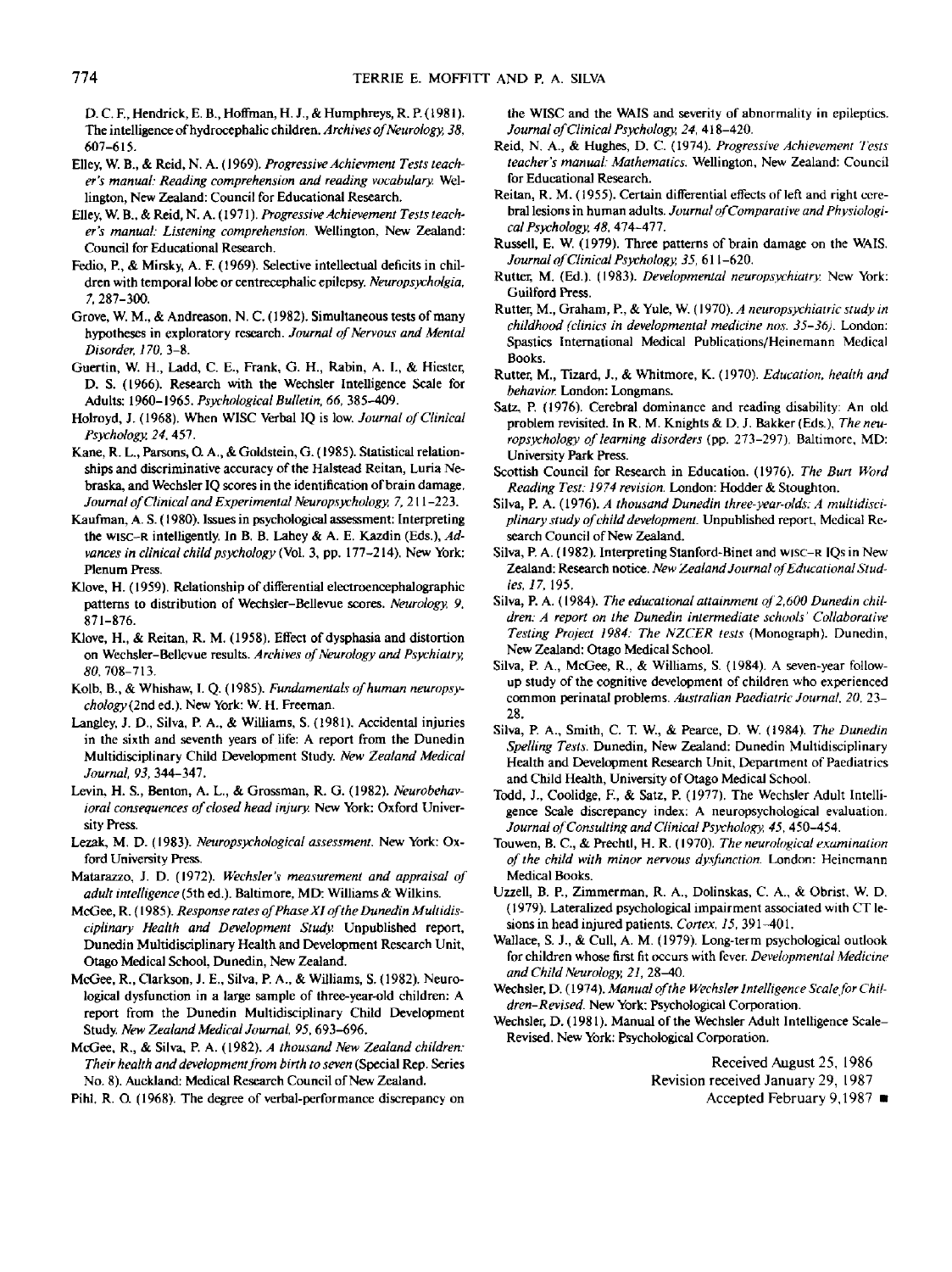D. C. F., Hendrick, E. B., Hoffman, H. J., & Humphreys, R. P. (1981). The intelligence of hydrocephalic children. *Archives of Neurology, 38*, 607–615.

Elley, W. B., & Reid, N. A. (1969). *Progressive Achievment Tests teacher's manual: Reading comprehension and reading vocabulary.* Wellington, New Zealand: Council for Educational Research.

Elley, W. B., & Reid, N. A. (1971). *Progressive Achievement Tests teacher's manual: Listening comprehension.* Wellington, New Zealand: Council for Educational Research.

Fedio, P., & Mirsky, A. F. (1969). Selective intellectual deficits in children with temporal lobe or centrecephalic epilepsy. *Neuropsycholgia, 7*, 287–300.

Grove, W. M., & Andreason, N. C. (1982). Simultaneous tests of many hypotheses in exploratory research. *Journal of Nervous and Mental Disorder, 170*, 3–8.

Guertin, W. H., Ladd, C. E., Frank, G. H., Rabin, A. I., & Hiester, D. S. (1966). Research with the Wechsler Intelligence Scale for Adults: 1960–1965. *Psychological Bulletin, 66*, 385–409.

Holroyd, J. (1968). When WISC Verbal IQ is low. *Journal of Clinical Psychology, 24*, 457.

Kane, R. L., Parsons, O. A., & Goldstein, G. (1985). Statistical relationships and discriminative accuracy of the Halstead Reitan, Luria Nebraska, and Wechsler IQ scores in the identification of brain damage. *Journal of Clinical and Experimental Neuropsychology, 7*, 211–223.

Kaufman, A. S. (1980). Issues in psychological assessment: Interpreting the WISC-R intelligently. In B. B. Lahey & A. E. Kazdin (Eds.), *Advances in clinical child psychology* (Vol. 3, pp. 177–214). New York: Plenum Press.

Klove, H. (1959). Relationship of differential electroencephalographic patterns to distribution of Wechsler-Bellevue scores. *Neurology, 9*, 871–876.

Klove, H., & Reitan, R. M. (1958). Effect of dysphasia and distortion on Wechsler-Bellevue results. *Archives of Neurology and Psychiatry, 80*, 708–713.

Kolb, B., & Whishaw, I. Q. (1985). *Fundamentals of human neuropsychology* (2nd ed.). New York: W. H. Freeman.

Langley, J. D., Silva, P. A., & Williams, S. (1981). Accidental injuries in the sixth and seventh years of life: A report from the Dunedin Multidisciplinary Child Development Study. *New Zealand Medical Journal, 93*, 344–347.

Levin, H. S., Benton, A. L., & Grossman, R. G. (1982). *Neurobehavioral consequences of closed head injury.* New York: Oxford University Press.

Lezak, M. D. (1983). *Neuropsychological assessment.* New York: Oxford University Press.

Matarazzo, J. D. (1972). *Wechsler's measurement and appraisal of adult intelligence* (5th ed.). Baltimore, MD: Williams & Wilkins.

McGee, R. (1985). *Response rates of Phase XI of the Dunedin Multidisciplinary Health and Development Study.* Unpublished report, Dunedin Multidisciplinary Health and Development Research Unit, Otago Medical School, Dunedin, New Zealand.

McGee, R., Clarkson, J. E., Silva, P. A., & Williams, S. (1982). Neurological dysfunction in a large sample of three-year-old children: A report from the Dunedin Multidisciplinary Child Development Study. *New Zealand Medical Journal, 95*, 693–696.

McGee, R., & Silva, P. A. (1982). *A thousand New Zealand children: Their health and development from birth to seven* (Special Rep. Series No. 8). Auckland: Medical Research Council of New Zealand.

Pihl, R. O. (1968). The degree of verbal-performance discrepancy on the WISC and the WAIS and severity of abnormality in epileptics. *Journal of Clinical Psychology, 24*, 418–420.

Reid, N. A., & Hughes, D. C. (1974). *Progressive Achievement Tests teacher's manual: Mathematics.* Wellington, New Zealand: Council for Educational Research.

Reitan, R. M. (1955). Certain differential effects of left and right cerebral lesions in human adults. *Journal of Comparative and Physiological Psychology, 48*, 474–477.

Russell, E. W. (1979). Three patterns of brain damage on the WAIS. *Journal of Clinical Psychology, 35*, 611–620.

Rutter, M. (Ed.). (1983). *Developmental neuropsychiatry.* New York: Guilford Press.

Rutter, M., Graham, P., & Yule, W. (1970). *A neuropsychiatric study in childhood (clinics in developmental medicine nos. 35–36).* London: Spastics International Medical Publications/Heinemann Medical Books.

Rutter, M., Tizard, J., & Whitmore, K. (1970). *Education, health and behavior.* London: Longmans.

Satz, P. (1976). Cerebral dominance and reading disability: An old problem revisited. In R. M. Knights & D. J. Bakker (Eds.), *The neuropsychology of learning disorders* (pp. 273–297). Baltimore, MD: University Park Press.

Scottish Council for Research in Education. (1976). *The Burt Word Reading Test: 1974 revision.* London: Hodder & Stoughton.

Silva, P. A. (1976). *A thousand Dunedin three-year-olds: A multidisciplinary study of child development.* Unpublished report, Medical Research Council of New Zealand.

Silva, P. A. (1982). Interpreting Stanford-Binet and WISC-R IQs in New Zealand: Research notice. *New Zealand Journal of Educational Studies, 17*, 195.

Silva, P. A. (1984). *The educational attainment of 2,600 Dunedin children: A report on the Dunedin intermediate schools' Collaborative Testing Project 1984: The NZCER tests* (Monograph). Dunedin, New Zealand: Otago Medical School.

Silva, P. A., McGee, R., & Williams, S. (1984). A seven-year follow-up study of the cognitive development of children who experienced common perinatal problems. *Australian Paediatric Journal, 20*, 23–28.

Silva, P. A., Smith, C. T. W., & Pearce, D. W. (1984). *The Dunedin Spelling Tests.* Dunedin, New Zealand: Dunedin Multidisciplinary Health and Development Research Unit, Department of Paediatrics and Child Health, University of Otago Medical School.

Todd, J., Coolidge, F., & Satz, P. (1977). The Wechsler Adult Intelligence Scale discrepancy index: A neuropsychological evaluation. *Journal of Consulting and Clinical Psychology, 45*, 450–454.

Touwen, B. C., & Prechtl, H. R. (1970). *The neurological examination of the child with minor nervous dysfunction.* London: Heinemann Medical Books.

Uzzell, B. P., Zimmerman, R. A., Dolinskas, C. A., & Obrist, W. D. (1979). Lateralized psychological impairment associated with CT lesions in head injured patients. *Cortex, 15*, 391–401.

Wallace, S. J., & Cull, A. M. (1979). Long-term psychological outlook for children whose first fit occurs with fever. *Developmental Medicine and Child Neurology, 21*, 28–40.

Wechsler, D. (1974). *Manual of the Wechsler Intelligence Scale for Children–Revised.* New York: Psychological Corporation.

Wechsler, D. (1981). Manual of the Wechsler Adult Intelligence Scale–Revised. New York: Psychological Corporation.

Received August 25, 1986
Revision received January 29, 1987
Accepted February 9, 1987 ■